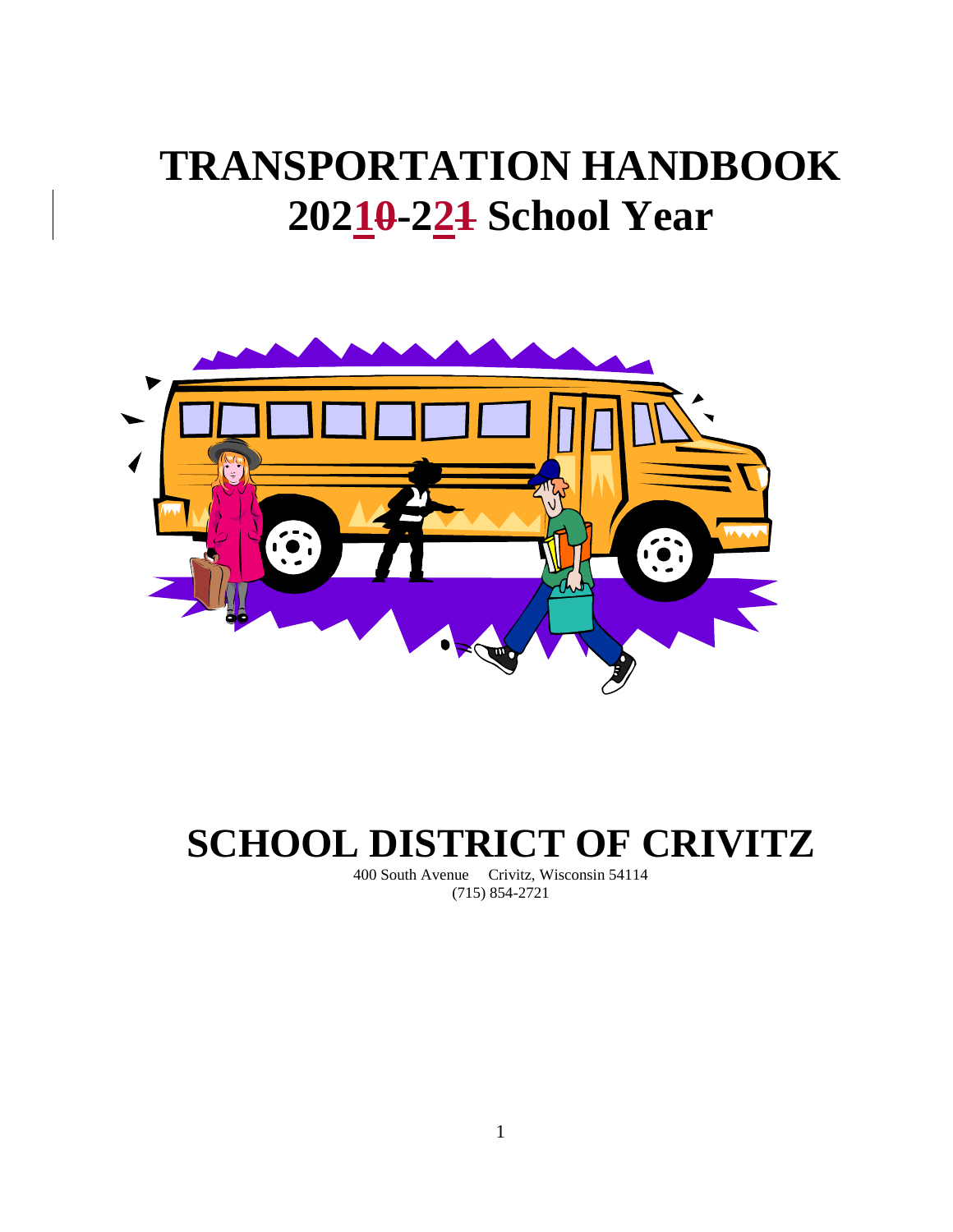# TRANSPORTATION HANDBOOK
# 2021~~0~~-22~~1~~ School Year

# SCHOOL DISTRICT OF CRIVITZ

400 South Avenue Crivitz, Wisconsin 54114
(715) 854-2721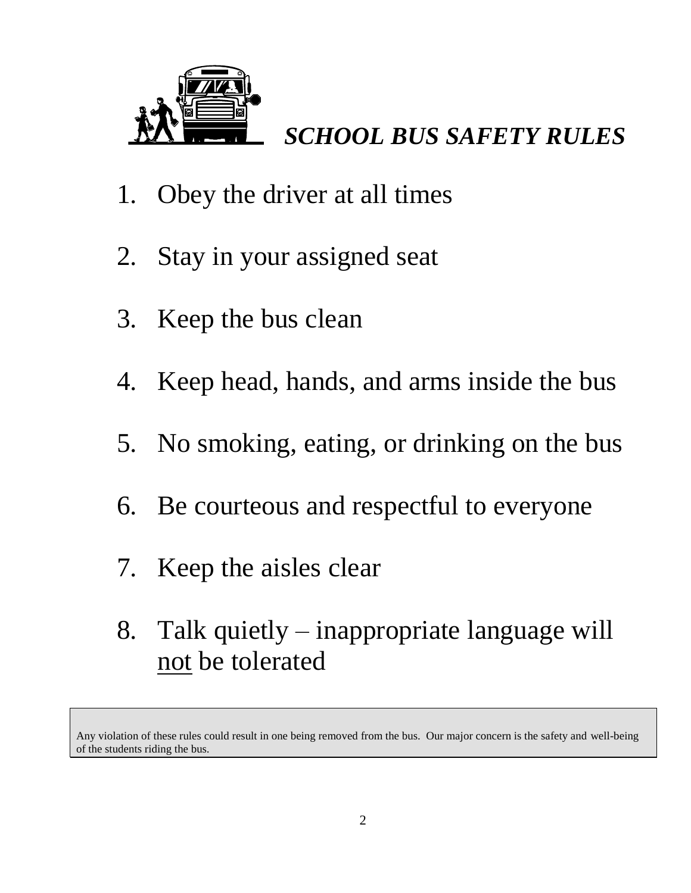# ***SCHOOL BUS SAFETY RULES***

1. Obey the driver at all times
2. Stay in your assigned seat
3. Keep the bus clean
4. Keep head, hands, and arms inside the bus
5. No smoking, eating, or drinking on the bus
6. Be courteous and respectful to everyone
7. Keep the aisles clear
8. Talk quietly – inappropriate language will <u>not</u> be tolerated

Any violation of these rules could result in one being removed from the bus. Our major concern is the safety and well-being of the students riding the bus.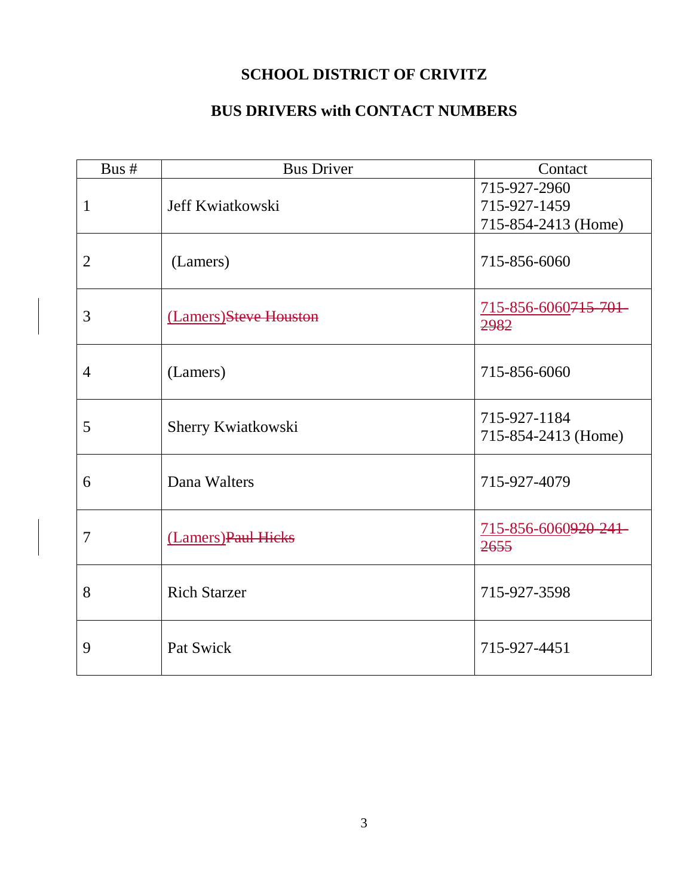# SCHOOL DISTRICT OF CRIVITZ

## BUS DRIVERS with CONTACT NUMBERS

| Bus # | Bus Driver | Contact |
|---|---|---|
| 1 | Jeff Kwiatkowski | 715-927-2960<br>715-927-1459<br>715-854-2413 (Home) |
| 2 | (Lamers) | 715-856-6060 |
| 3 | (Lamers)~~Steve Houston~~ | 715-856-6060~~715-701-2982~~ |
| 4 | (Lamers) | 715-856-6060 |
| 5 | Sherry Kwiatkowski | 715-927-1184<br>715-854-2413 (Home) |
| 6 | Dana Walters | 715-927-4079 |
| 7 | (Lamers)~~Paul Hicks~~ | 715-856-6060~~920-241-2655~~ |
| 8 | Rich Starzer | 715-927-3598 |
| 9 | Pat Swick | 715-927-4451 |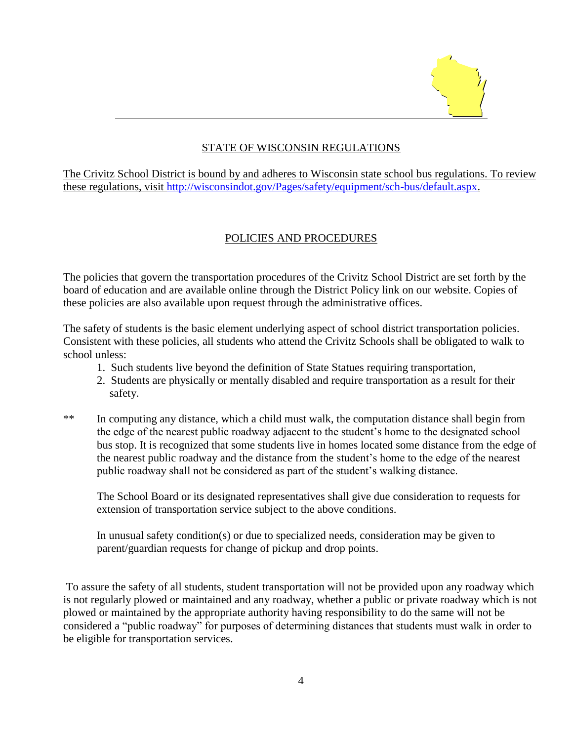## STATE OF WISCONSIN REGULATIONS

The Crivitz School District is bound by and adheres to Wisconsin state school bus regulations. To review these regulations, visit http://wisconsindot.gov/Pages/safety/equipment/sch-bus/default.aspx.

## POLICIES AND PROCEDURES

The policies that govern the transportation procedures of the Crivitz School District are set forth by the board of education and are available online through the District Policy link on our website. Copies of these policies are also available upon request through the administrative offices.

The safety of students is the basic element underlying aspect of school district transportation policies. Consistent with these policies, all students who attend the Crivitz Schools shall be obligated to walk to school unless:

1. Such students live beyond the definition of State Statues requiring transportation,
2. Students are physically or mentally disabled and require transportation as a result for their safety.

** In computing any distance, which a child must walk, the computation distance shall begin from the edge of the nearest public roadway adjacent to the student's home to the designated school bus stop. It is recognized that some students live in homes located some distance from the edge of the nearest public roadway and the distance from the student's home to the edge of the nearest public roadway shall not be considered as part of the student's walking distance.

The School Board or its designated representatives shall give due consideration to requests for extension of transportation service subject to the above conditions.

In unusual safety condition(s) or due to specialized needs, consideration may be given to parent/guardian requests for change of pickup and drop points.

To assure the safety of all students, student transportation will not be provided upon any roadway which is not regularly plowed or maintained and any roadway, whether a public or private roadway which is not plowed or maintained by the appropriate authority having responsibility to do the same will not be considered a "public roadway" for purposes of determining distances that students must walk in order to be eligible for transportation services.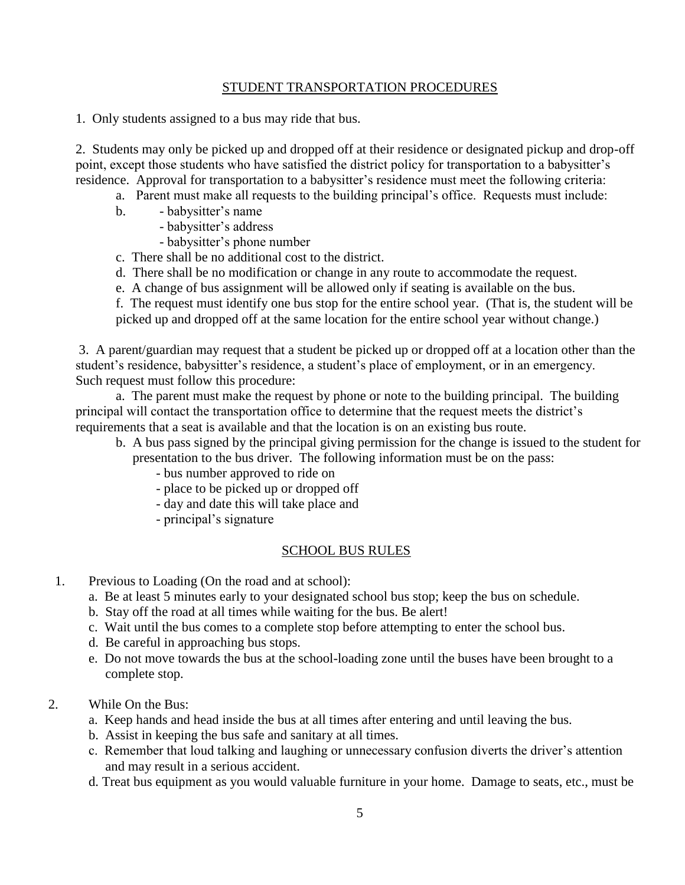## STUDENT TRANSPORTATION PROCEDURES

1. Only students assigned to a bus may ride that bus.

2. Students may only be picked up and dropped off at their residence or designated pickup and drop-off point, except those students who have satisfied the district policy for transportation to a babysitter's residence. Approval for transportation to a babysitter's residence must meet the following criteria:

   a. Parent must make all requests to the building principal's office. Requests must include:

   b. - babysitter's name
      - babysitter's address
      - babysitter's phone number

   c. There shall be no additional cost to the district.

   d. There shall be no modification or change in any route to accommodate the request.

   e. A change of bus assignment will be allowed only if seating is available on the bus.

   f. The request must identify one bus stop for the entire school year. (That is, the student will be picked up and dropped off at the same location for the entire school year without change.)

3. A parent/guardian may request that a student be picked up or dropped off at a location other than the student's residence, babysitter's residence, a student's place of employment, or in an emergency. Such request must follow this procedure:

   a. The parent must make the request by phone or note to the building principal. The building principal will contact the transportation office to determine that the request meets the district's requirements that a seat is available and that the location is on an existing bus route.

   b. A bus pass signed by the principal giving permission for the change is issued to the student for presentation to the bus driver. The following information must be on the pass:
      - bus number approved to ride on
      - place to be picked up or dropped off
      - day and date this will take place and
      - principal's signature

## SCHOOL BUS RULES

1. Previous to Loading (On the road and at school):
   a. Be at least 5 minutes early to your designated school bus stop; keep the bus on schedule.
   b. Stay off the road at all times while waiting for the bus. Be alert!
   c. Wait until the bus comes to a complete stop before attempting to enter the school bus.
   d. Be careful in approaching bus stops.
   e. Do not move towards the bus at the school-loading zone until the buses have been brought to a complete stop.

2. While On the Bus:
   a. Keep hands and head inside the bus at all times after entering and until leaving the bus.
   b. Assist in keeping the bus safe and sanitary at all times.
   c. Remember that loud talking and laughing or unnecessary confusion diverts the driver's attention and may result in a serious accident.
   d. Treat bus equipment as you would valuable furniture in your home. Damage to seats, etc., must be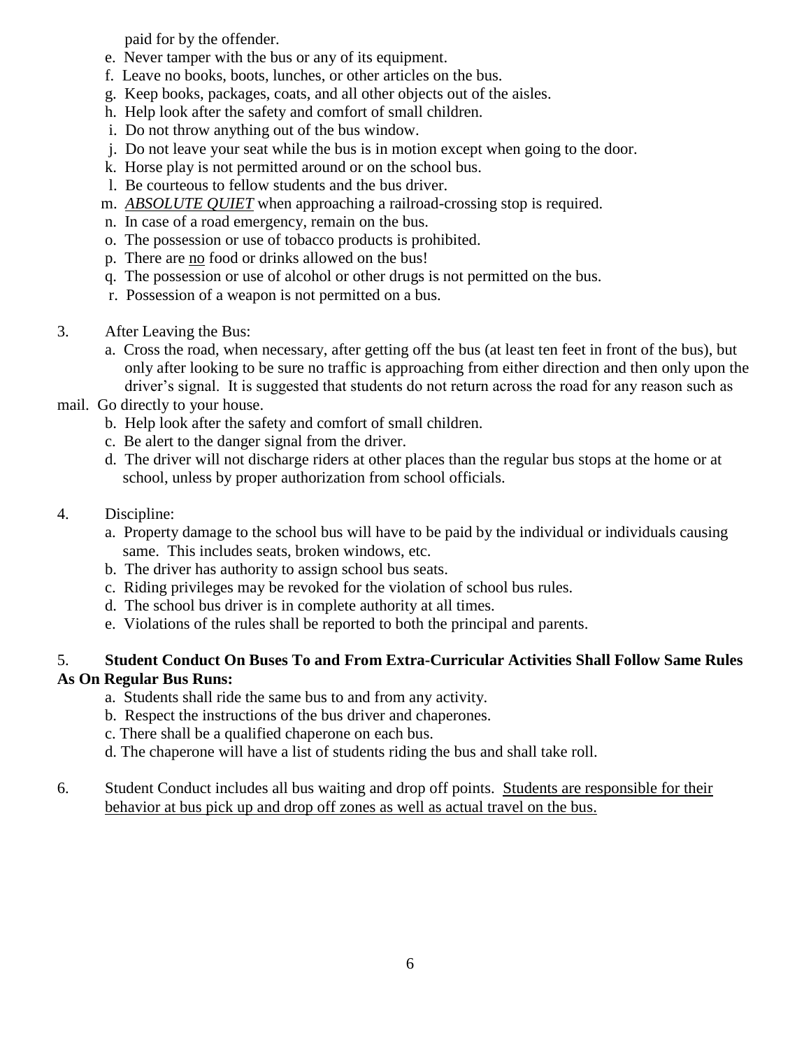paid for by the offender.

e. Never tamper with the bus or any of its equipment.
f. Leave no books, boots, lunches, or other articles on the bus.
g. Keep books, packages, coats, and all other objects out of the aisles.
h. Help look after the safety and comfort of small children.
i. Do not throw anything out of the bus window.
j. Do not leave your seat while the bus is in motion except when going to the door.
k. Horse play is not permitted around or on the school bus.
l. Be courteous to fellow students and the bus driver.
m. <u>*ABSOLUTE QUIET*</u> when approaching a railroad-crossing stop is required.
n. In case of a road emergency, remain on the bus.
o. The possession or use of tobacco products is prohibited.
p. There are <u>no</u> food or drinks allowed on the bus!
q. The possession or use of alcohol or other drugs is not permitted on the bus.
r. Possession of a weapon is not permitted on a bus.

3. After Leaving the Bus:
   a. Cross the road, when necessary, after getting off the bus (at least ten feet in front of the bus), but only after looking to be sure no traffic is approaching from either direction and then only upon the driver's signal. It is suggested that students do not return across the road for any reason such as mail. Go directly to your house.
   b. Help look after the safety and comfort of small children.
   c. Be alert to the danger signal from the driver.
   d. The driver will not discharge riders at other places than the regular bus stops at the home or at school, unless by proper authorization from school officials.

4. Discipline:
   a. Property damage to the school bus will have to be paid by the individual or individuals causing same. This includes seats, broken windows, etc.
   b. The driver has authority to assign school bus seats.
   c. Riding privileges may be revoked for the violation of school bus rules.
   d. The school bus driver is in complete authority at all times.
   e. Violations of the rules shall be reported to both the principal and parents.

5. **Student Conduct On Buses To and From Extra-Curricular Activities Shall Follow Same Rules As On Regular Bus Runs:**
   a. Students shall ride the same bus to and from any activity.
   b. Respect the instructions of the bus driver and chaperones.
   c. There shall be a qualified chaperone on each bus.
   d. The chaperone will have a list of students riding the bus and shall take roll.

6. Student Conduct includes all bus waiting and drop off points. <u>Students are responsible for their behavior at bus pick up and drop off zones as well as actual travel on the bus.</u>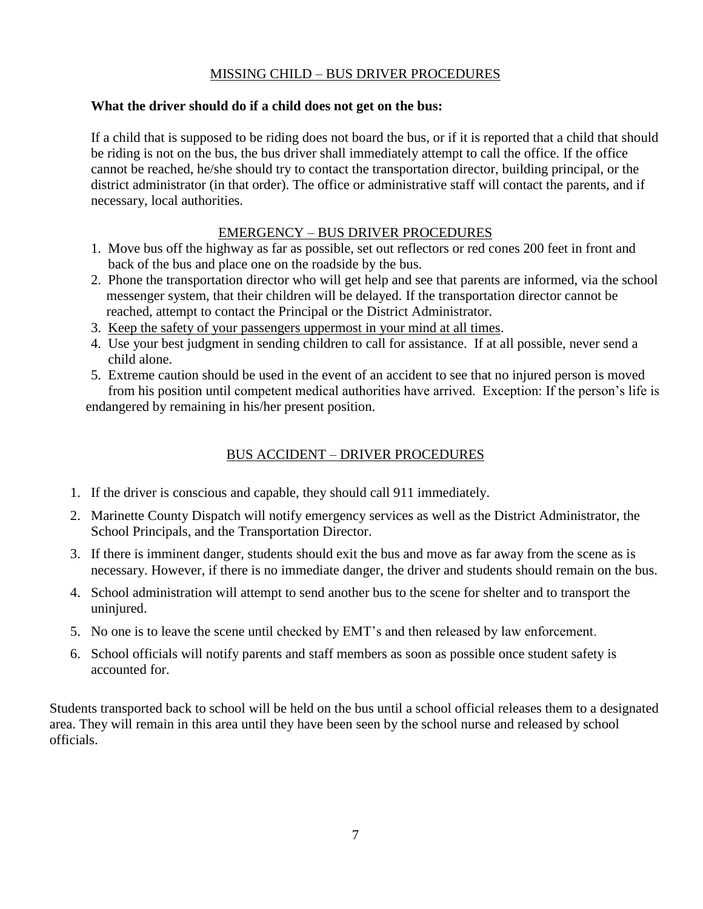## MISSING CHILD – BUS DRIVER PROCEDURES

**What the driver should do if a child does not get on the bus:**

If a child that is supposed to be riding does not board the bus, or if it is reported that a child that should be riding is not on the bus, the bus driver shall immediately attempt to call the office. If the office cannot be reached, he/she should try to contact the transportation director, building principal, or the district administrator (in that order). The office or administrative staff will contact the parents, and if necessary, local authorities.

## EMERGENCY – BUS DRIVER PROCEDURES

1. Move bus off the highway as far as possible, set out reflectors or red cones 200 feet in front and back of the bus and place one on the roadside by the bus.
2. Phone the transportation director who will get help and see that parents are informed, via the school messenger system, that their children will be delayed. If the transportation director cannot be reached, attempt to contact the Principal or the District Administrator.
3. Keep the safety of your passengers uppermost in your mind at all times.
4. Use your best judgment in sending children to call for assistance. If at all possible, never send a child alone.
5. Extreme caution should be used in the event of an accident to see that no injured person is moved from his position until competent medical authorities have arrived. Exception: If the person's life is endangered by remaining in his/her present position.

## BUS ACCIDENT – DRIVER PROCEDURES

1. If the driver is conscious and capable, they should call 911 immediately.
2. Marinette County Dispatch will notify emergency services as well as the District Administrator, the School Principals, and the Transportation Director.
3. If there is imminent danger, students should exit the bus and move as far away from the scene as is necessary. However, if there is no immediate danger, the driver and students should remain on the bus.
4. School administration will attempt to send another bus to the scene for shelter and to transport the uninjured.
5. No one is to leave the scene until checked by EMT's and then released by law enforcement.
6. School officials will notify parents and staff members as soon as possible once student safety is accounted for.

Students transported back to school will be held on the bus until a school official releases them to a designated area. They will remain in this area until they have been seen by the school nurse and released by school officials.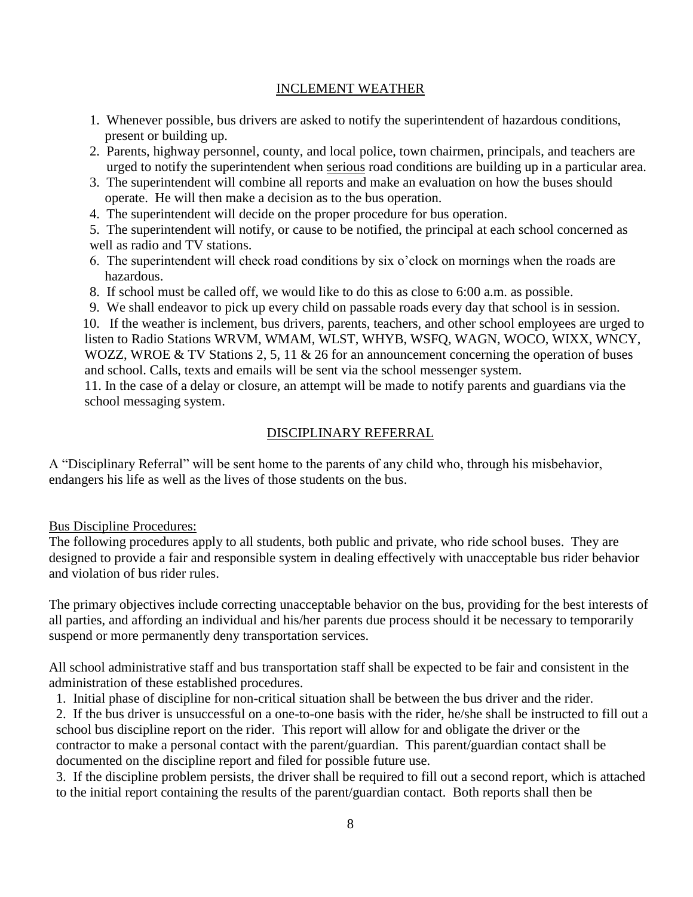## INCLEMENT WEATHER

1. Whenever possible, bus drivers are asked to notify the superintendent of hazardous conditions, present or building up.
2. Parents, highway personnel, county, and local police, town chairmen, principals, and teachers are urged to notify the superintendent when serious road conditions are building up in a particular area.
3. The superintendent will combine all reports and make an evaluation on how the buses should operate. He will then make a decision as to the bus operation.
4. The superintendent will decide on the proper procedure for bus operation.
5. The superintendent will notify, or cause to be notified, the principal at each school concerned as well as radio and TV stations.
6. The superintendent will check road conditions by six o'clock on mornings when the roads are hazardous.
8. If school must be called off, we would like to do this as close to 6:00 a.m. as possible.
9. We shall endeavor to pick up every child on passable roads every day that school is in session.
10. If the weather is inclement, bus drivers, parents, teachers, and other school employees are urged to listen to Radio Stations WRVM, WMAM, WLST, WHYB, WSFQ, WAGN, WOCO, WIXX, WNCY, WOZZ, WROE & TV Stations 2, 5, 11 & 26 for an announcement concerning the operation of buses and school. Calls, texts and emails will be sent via the school messenger system.
11. In the case of a delay or closure, an attempt will be made to notify parents and guardians via the school messaging system.

## DISCIPLINARY REFERRAL

A "Disciplinary Referral" will be sent home to the parents of any child who, through his misbehavior, endangers his life as well as the lives of those students on the bus.

### Bus Discipline Procedures:

The following procedures apply to all students, both public and private, who ride school buses. They are designed to provide a fair and responsible system in dealing effectively with unacceptable bus rider behavior and violation of bus rider rules.

The primary objectives include correcting unacceptable behavior on the bus, providing for the best interests of all parties, and affording an individual and his/her parents due process should it be necessary to temporarily suspend or more permanently deny transportation services.

All school administrative staff and bus transportation staff shall be expected to be fair and consistent in the administration of these established procedures.

1. Initial phase of discipline for non-critical situation shall be between the bus driver and the rider.
2. If the bus driver is unsuccessful on a one-to-one basis with the rider, he/she shall be instructed to fill out a school bus discipline report on the rider. This report will allow for and obligate the driver or the contractor to make a personal contact with the parent/guardian. This parent/guardian contact shall be documented on the discipline report and filed for possible future use.
3. If the discipline problem persists, the driver shall be required to fill out a second report, which is attached to the initial report containing the results of the parent/guardian contact. Both reports shall then be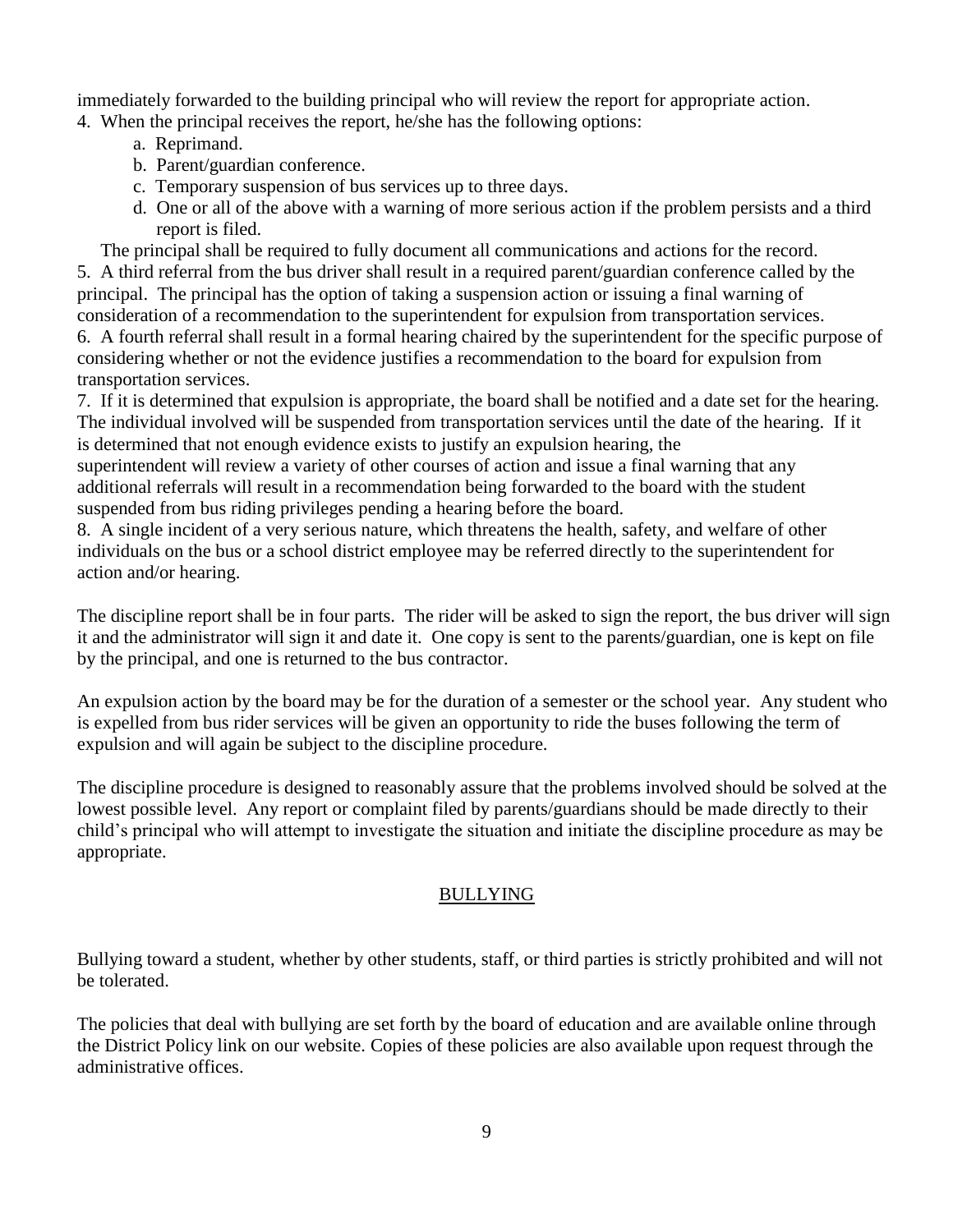immediately forwarded to the building principal who will review the report for appropriate action.

4. When the principal receives the report, he/she has the following options:
   a. Reprimand.
   b. Parent/guardian conference.
   c. Temporary suspension of bus services up to three days.
   d. One or all of the above with a warning of more serious action if the problem persists and a third report is filed.

   The principal shall be required to fully document all communications and actions for the record.

5. A third referral from the bus driver shall result in a required parent/guardian conference called by the principal. The principal has the option of taking a suspension action or issuing a final warning of consideration of a recommendation to the superintendent for expulsion from transportation services.
6. A fourth referral shall result in a formal hearing chaired by the superintendent for the specific purpose of considering whether or not the evidence justifies a recommendation to the board for expulsion from transportation services.
7. If it is determined that expulsion is appropriate, the board shall be notified and a date set for the hearing. The individual involved will be suspended from transportation services until the date of the hearing. If it is determined that not enough evidence exists to justify an expulsion hearing, the superintendent will review a variety of other courses of action and issue a final warning that any additional referrals will result in a recommendation being forwarded to the board with the student suspended from bus riding privileges pending a hearing before the board.
8. A single incident of a very serious nature, which threatens the health, safety, and welfare of other individuals on the bus or a school district employee may be referred directly to the superintendent for action and/or hearing.

The discipline report shall be in four parts. The rider will be asked to sign the report, the bus driver will sign it and the administrator will sign it and date it. One copy is sent to the parents/guardian, one is kept on file by the principal, and one is returned to the bus contractor.

An expulsion action by the board may be for the duration of a semester or the school year. Any student who is expelled from bus rider services will be given an opportunity to ride the buses following the term of expulsion and will again be subject to the discipline procedure.

The discipline procedure is designed to reasonably assure that the problems involved should be solved at the lowest possible level. Any report or complaint filed by parents/guardians should be made directly to their child's principal who will attempt to investigate the situation and initiate the discipline procedure as may be appropriate.

## BULLYING

Bullying toward a student, whether by other students, staff, or third parties is strictly prohibited and will not be tolerated.

The policies that deal with bullying are set forth by the board of education and are available online through the District Policy link on our website. Copies of these policies are also available upon request through the administrative offices.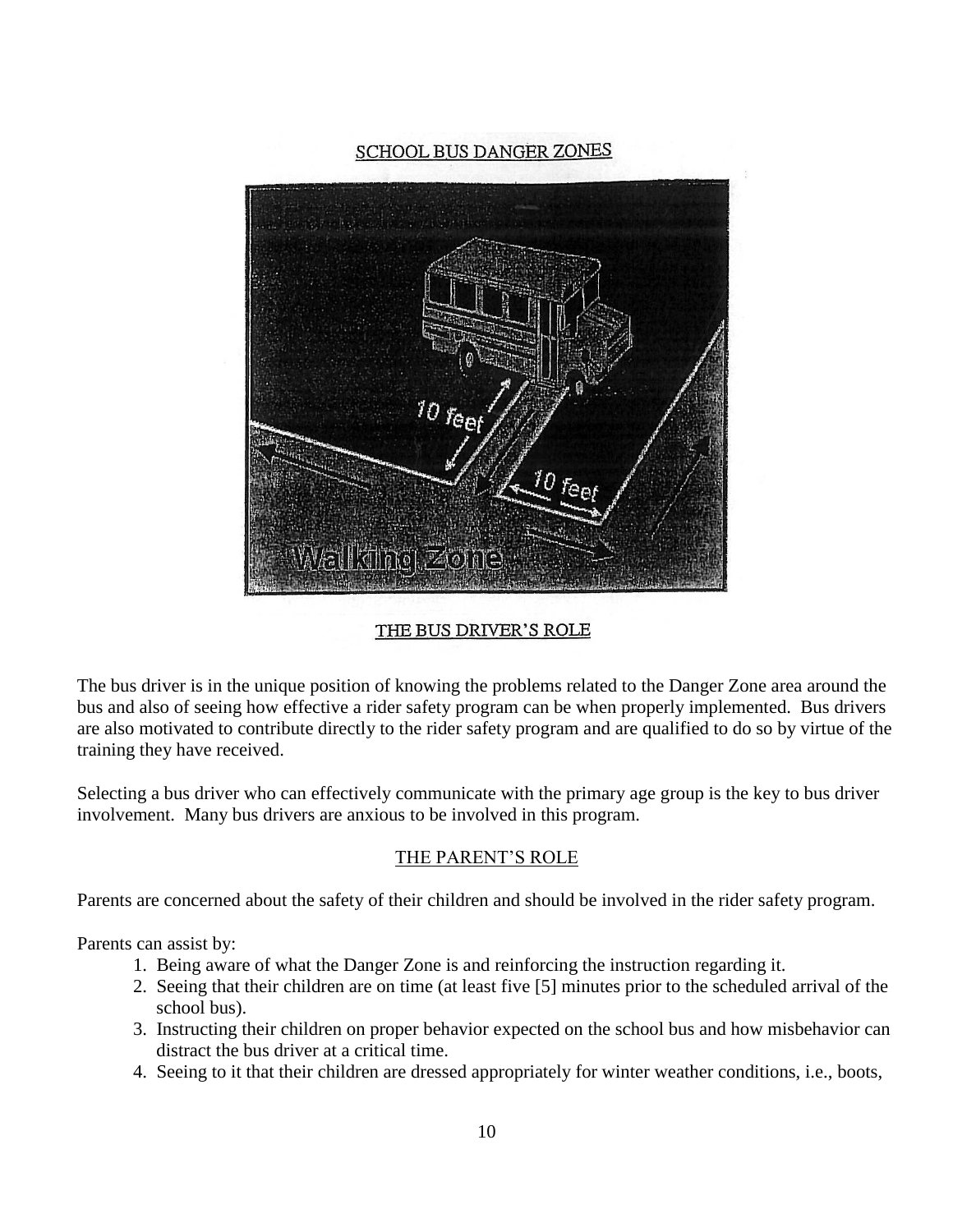## SCHOOL BUS DANGER ZONES

## THE BUS DRIVER'S ROLE

The bus driver is in the unique position of knowing the problems related to the Danger Zone area around the bus and also of seeing how effective a rider safety program can be when properly implemented. Bus drivers are also motivated to contribute directly to the rider safety program and are qualified to do so by virtue of the training they have received.

Selecting a bus driver who can effectively communicate with the primary age group is the key to bus driver involvement. Many bus drivers are anxious to be involved in this program.

## THE PARENT'S ROLE

Parents are concerned about the safety of their children and should be involved in the rider safety program.

Parents can assist by:

1. Being aware of what the Danger Zone is and reinforcing the instruction regarding it.
2. Seeing that their children are on time (at least five [5] minutes prior to the scheduled arrival of the school bus).
3. Instructing their children on proper behavior expected on the school bus and how misbehavior can distract the bus driver at a critical time.
4. Seeing to it that their children are dressed appropriately for winter weather conditions, i.e., boots,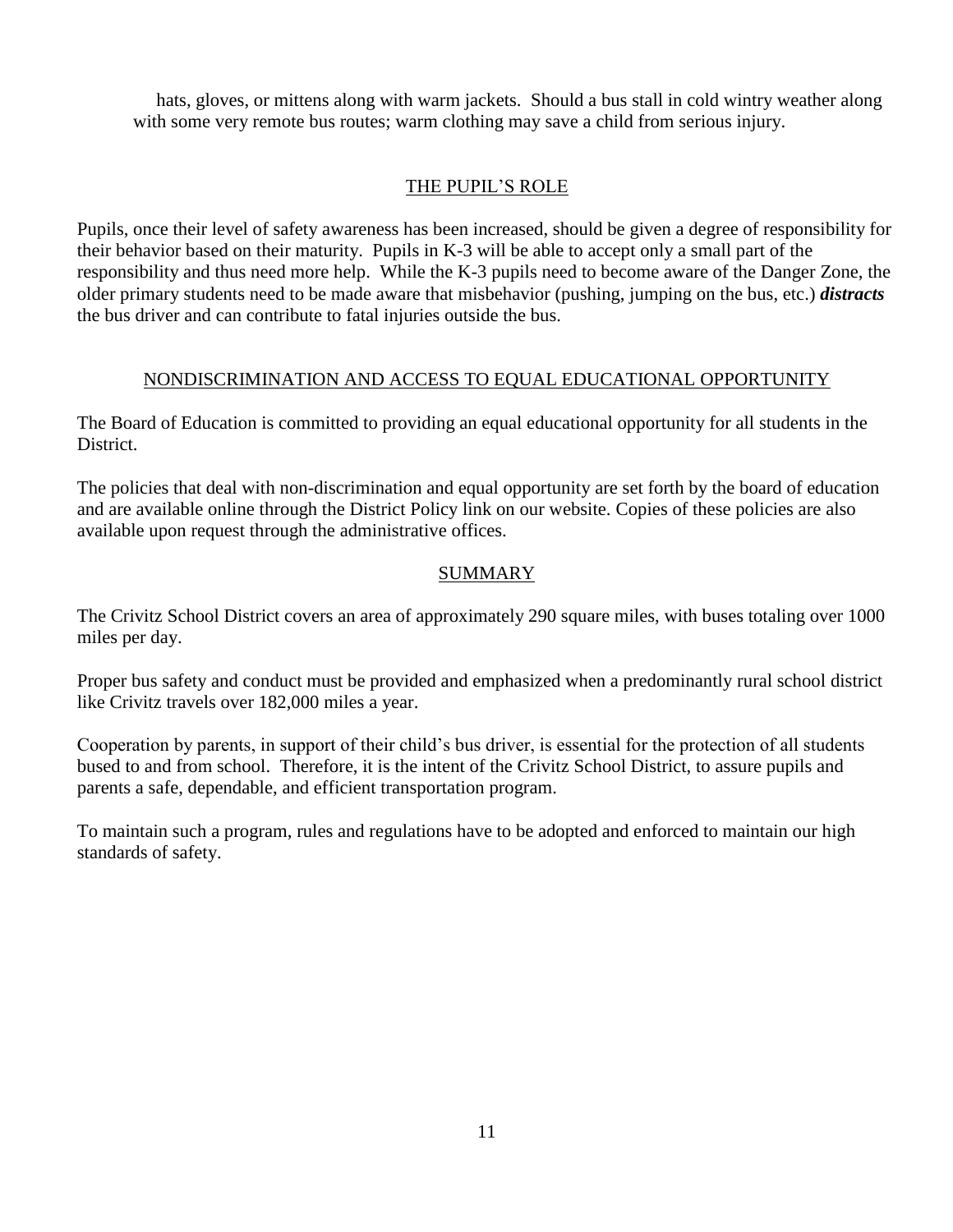hats, gloves, or mittens along with warm jackets. Should a bus stall in cold wintry weather along with some very remote bus routes; warm clothing may save a child from serious injury.

## THE PUPIL'S ROLE

Pupils, once their level of safety awareness has been increased, should be given a degree of responsibility for their behavior based on their maturity. Pupils in K-3 will be able to accept only a small part of the responsibility and thus need more help. While the K-3 pupils need to become aware of the Danger Zone, the older primary students need to be made aware that misbehavior (pushing, jumping on the bus, etc.) ***distracts*** the bus driver and can contribute to fatal injuries outside the bus.

## NONDISCRIMINATION AND ACCESS TO EQUAL EDUCATIONAL OPPORTUNITY

The Board of Education is committed to providing an equal educational opportunity for all students in the District.

The policies that deal with non-discrimination and equal opportunity are set forth by the board of education and are available online through the District Policy link on our website. Copies of these policies are also available upon request through the administrative offices.

## SUMMARY

The Crivitz School District covers an area of approximately 290 square miles, with buses totaling over 1000 miles per day.

Proper bus safety and conduct must be provided and emphasized when a predominantly rural school district like Crivitz travels over 182,000 miles a year.

Cooperation by parents, in support of their child's bus driver, is essential for the protection of all students bused to and from school. Therefore, it is the intent of the Crivitz School District, to assure pupils and parents a safe, dependable, and efficient transportation program.

To maintain such a program, rules and regulations have to be adopted and enforced to maintain our high standards of safety.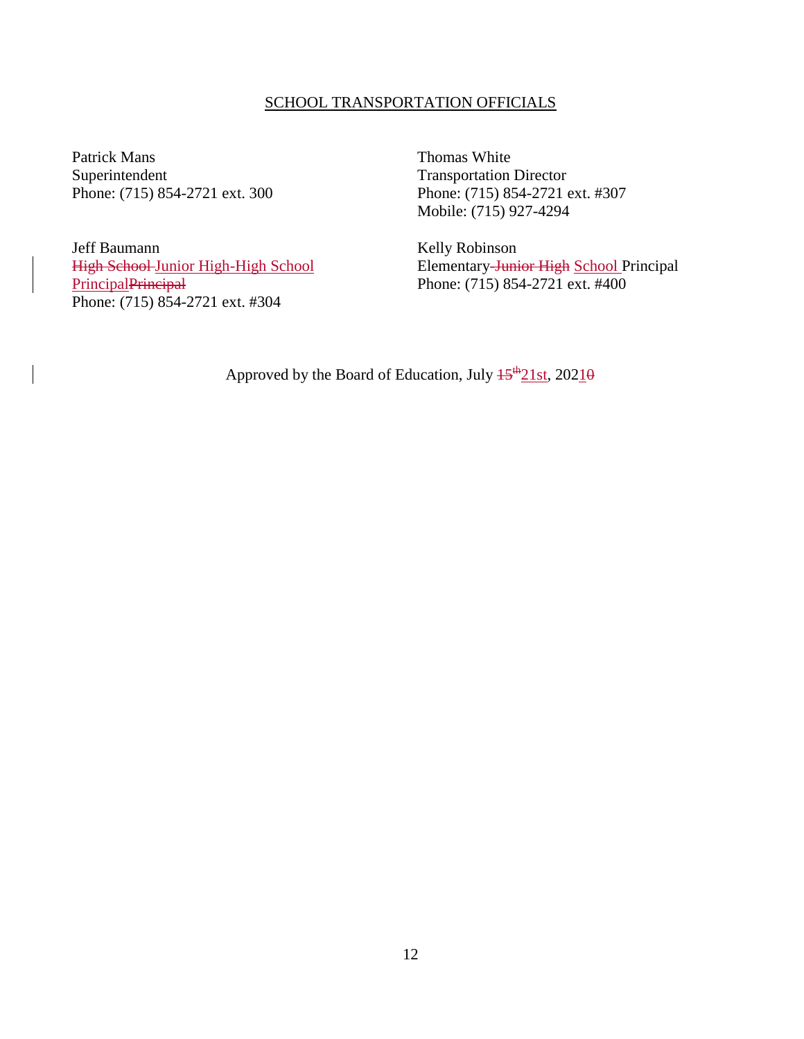## SCHOOL TRANSPORTATION OFFICIALS

Patrick Mans
Superintendent
Phone: (715) 854-2721 ext. 300

Thomas White
Transportation Director
Phone: (715) 854-2721 ext. #307
Mobile: (715) 927-4294

Jeff Baumann
~~High School~~ Junior High-High School Principal~~Principal~~
Phone: (715) 854-2721 ext. #304

Kelly Robinson
Elementary ~~Junior High~~ School Principal
Phone: (715) 854-2721 ext. #400

Approved by the Board of Education, July ~~15th~~21st, 2021~~0~~